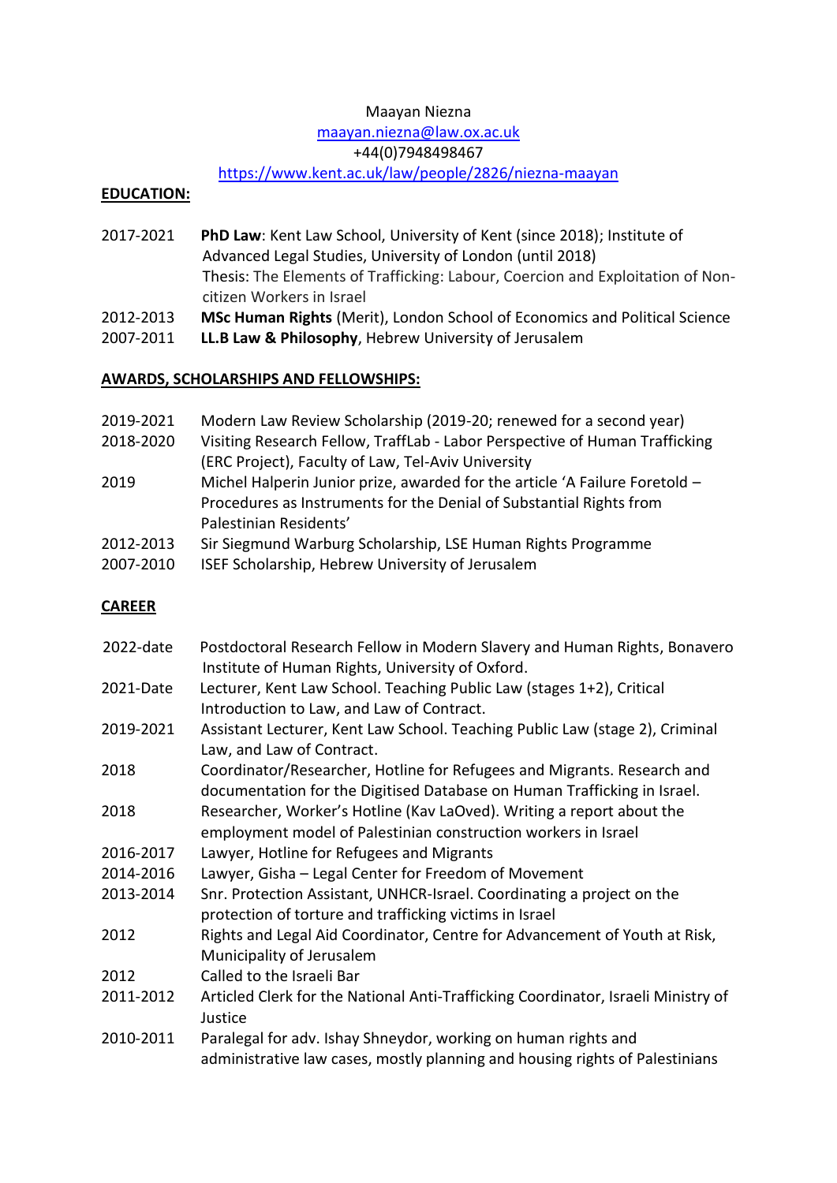Maayan Niezna
maayan.niezna@law.ox.ac.uk
+44(0)7948498467
https://www.kent.ac.uk/law/people/2826/niezna-maayan

## EDUCATION:

2017-2021 **PhD Law**: Kent Law School, University of Kent (since 2018); Institute of Advanced Legal Studies, University of London (until 2018)
Thesis: The Elements of Trafficking: Labour, Coercion and Exploitation of Non-citizen Workers in Israel

2012-2013 **MSc Human Rights** (Merit), London School of Economics and Political Science

2007-2011 **LL.B Law & Philosophy**, Hebrew University of Jerusalem

## AWARDS, SCHOLARSHIPS AND FELLOWSHIPS:

2019-2021 Modern Law Review Scholarship (2019-20; renewed for a second year)

2018-2020 Visiting Research Fellow, TraffLab - Labor Perspective of Human Trafficking (ERC Project), Faculty of Law, Tel-Aviv University

2019 Michel Halperin Junior prize, awarded for the article 'A Failure Foretold – Procedures as Instruments for the Denial of Substantial Rights from Palestinian Residents'

2012-2013 Sir Siegmund Warburg Scholarship, LSE Human Rights Programme

2007-2010 ISEF Scholarship, Hebrew University of Jerusalem

## CAREER

2022-date Postdoctoral Research Fellow in Modern Slavery and Human Rights, Bonavero Institute of Human Rights, University of Oxford.

2021-Date Lecturer, Kent Law School. Teaching Public Law (stages 1+2), Critical Introduction to Law, and Law of Contract.

2019-2021 Assistant Lecturer, Kent Law School. Teaching Public Law (stage 2), Criminal Law, and Law of Contract.

2018 Coordinator/Researcher, Hotline for Refugees and Migrants. Research and documentation for the Digitised Database on Human Trafficking in Israel.

2018 Researcher, Worker's Hotline (Kav LaOved). Writing a report about the employment model of Palestinian construction workers in Israel

2016-2017 Lawyer, Hotline for Refugees and Migrants

2014-2016 Lawyer, Gisha – Legal Center for Freedom of Movement

2013-2014 Snr. Protection Assistant, UNHCR-Israel. Coordinating a project on the protection of torture and trafficking victims in Israel

2012 Rights and Legal Aid Coordinator, Centre for Advancement of Youth at Risk, Municipality of Jerusalem

2012 Called to the Israeli Bar

2011-2012 Articled Clerk for the National Anti-Trafficking Coordinator, Israeli Ministry of Justice

2010-2011 Paralegal for adv. Ishay Shneydor, working on human rights and administrative law cases, mostly planning and housing rights of Palestinians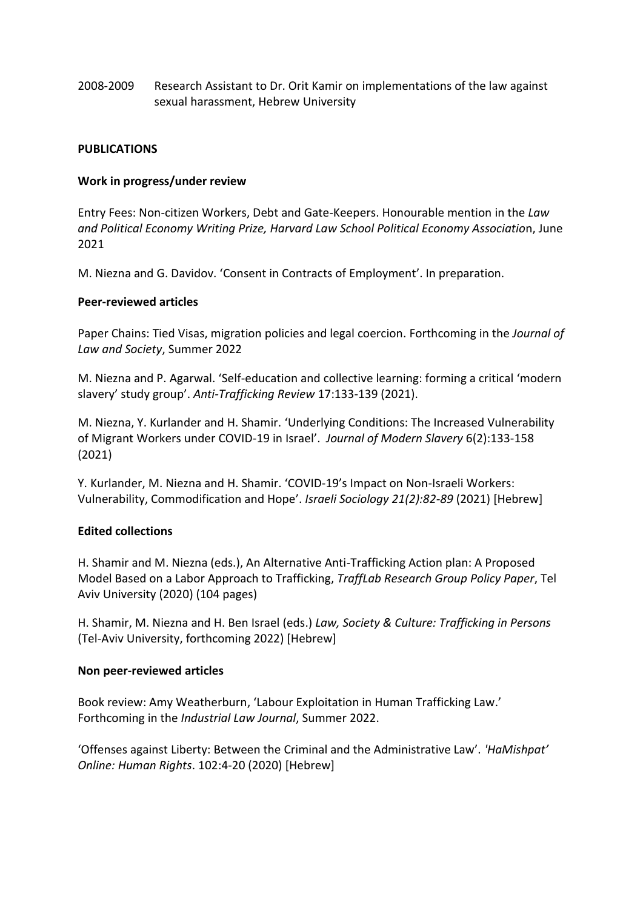2008-2009 Research Assistant to Dr. Orit Kamir on implementations of the law against sexual harassment, Hebrew University

## PUBLICATIONS

### Work in progress/under review

Entry Fees: Non-citizen Workers, Debt and Gate-Keepers. Honourable mention in the *Law and Political Economy Writing Prize, Harvard Law School Political Economy Associatio*n, June 2021

M. Niezna and G. Davidov. 'Consent in Contracts of Employment'. In preparation.

### Peer-reviewed articles

Paper Chains: Tied Visas, migration policies and legal coercion. Forthcoming in the *Journal of Law and Society*, Summer 2022

M. Niezna and P. Agarwal. 'Self-education and collective learning: forming a critical 'modern slavery' study group'. *Anti-Trafficking Review* 17:133-139 (2021).

M. Niezna, Y. Kurlander and H. Shamir. 'Underlying Conditions: The Increased Vulnerability of Migrant Workers under COVID-19 in Israel'. *Journal of Modern Slavery* 6(2):133-158 (2021)

Y. Kurlander, M. Niezna and H. Shamir. 'COVID-19's Impact on Non-Israeli Workers: Vulnerability, Commodification and Hope'. *Israeli Sociology 21(2):82-89* (2021) [Hebrew]

### Edited collections

H. Shamir and M. Niezna (eds.), An Alternative Anti-Trafficking Action plan: A Proposed Model Based on a Labor Approach to Trafficking, *TraffLab Research Group Policy Paper*, Tel Aviv University (2020) (104 pages)

H. Shamir, M. Niezna and H. Ben Israel (eds.) *Law, Society & Culture: Trafficking in Persons* (Tel-Aviv University, forthcoming 2022) [Hebrew]

### Non peer-reviewed articles

Book review: Amy Weatherburn, 'Labour Exploitation in Human Trafficking Law.' Forthcoming in the *Industrial Law Journal*, Summer 2022.

'Offenses against Liberty: Between the Criminal and the Administrative Law'. *'HaMishpat' Online: Human Rights*. 102:4-20 (2020) [Hebrew]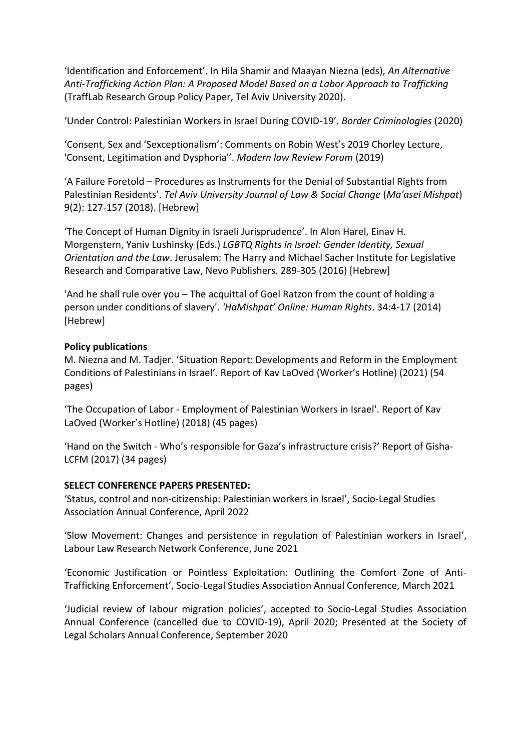'Identification and Enforcement'. In Hila Shamir and Maayan Niezna (eds), *An Alternative Anti-Trafficking Action Plan: A Proposed Model Based on a Labor Approach to Trafficking* (TraffLab Research Group Policy Paper, Tel Aviv University 2020).

'Under Control: Palestinian Workers in Israel During COVID-19'. *Border Criminologies* (2020)

'Consent, Sex and 'Sexceptionalism': Comments on Robin West's 2019 Chorley Lecture, 'Consent, Legitimation and Dysphoria''. *Modern law Review Forum* (2019)

'A Failure Foretold – Procedures as Instruments for the Denial of Substantial Rights from Palestinian Residents'. *Tel Aviv University Journal of Law & Social Change* (*Ma'asei Mishpat*) 9(2): 127-157 (2018). [Hebrew]

'The Concept of Human Dignity in Israeli Jurisprudence'. In Alon Harel, Einav H. Morgenstern, Yaniv Lushinsky (Eds.) *LGBTQ Rights in Israel: Gender Identity, Sexual Orientation and the Law*. Jerusalem: The Harry and Michael Sacher Institute for Legislative Research and Comparative Law, Nevo Publishers. 289-305 (2016) [Hebrew]

'And he shall rule over you – The acquittal of Goel Ratzon from the count of holding a person under conditions of slavery'. *'HaMishpat' Online: Human Rights*. 34:4-17 (2014) [Hebrew]

**Policy publications**

M. Niezna and M. Tadjer. 'Situation Report: Developments and Reform in the Employment Conditions of Palestinians in Israel'. Report of Kav LaOved (Worker's Hotline) (2021) (54 pages)

'The Occupation of Labor - Employment of Palestinian Workers in Israel'. Report of Kav LaOved (Worker's Hotline) (2018) (45 pages)

'Hand on the Switch - Who's responsible for Gaza's infrastructure crisis?' Report of Gisha-LCFM (2017) (34 pages)

**SELECT CONFERENCE PAPERS PRESENTED:**

'Status, control and non-citizenship: Palestinian workers in Israel', Socio-Legal Studies Association Annual Conference, April 2022

'Slow Movement: Changes and persistence in regulation of Palestinian workers in Israel', Labour Law Research Network Conference, June 2021

'Economic Justification or Pointless Exploitation: Outlining the Comfort Zone of Anti-Trafficking Enforcement', Socio-Legal Studies Association Annual Conference, March 2021

'Judicial review of labour migration policies', accepted to Socio-Legal Studies Association Annual Conference (cancelled due to COVID-19), April 2020; Presented at the Society of Legal Scholars Annual Conference, September 2020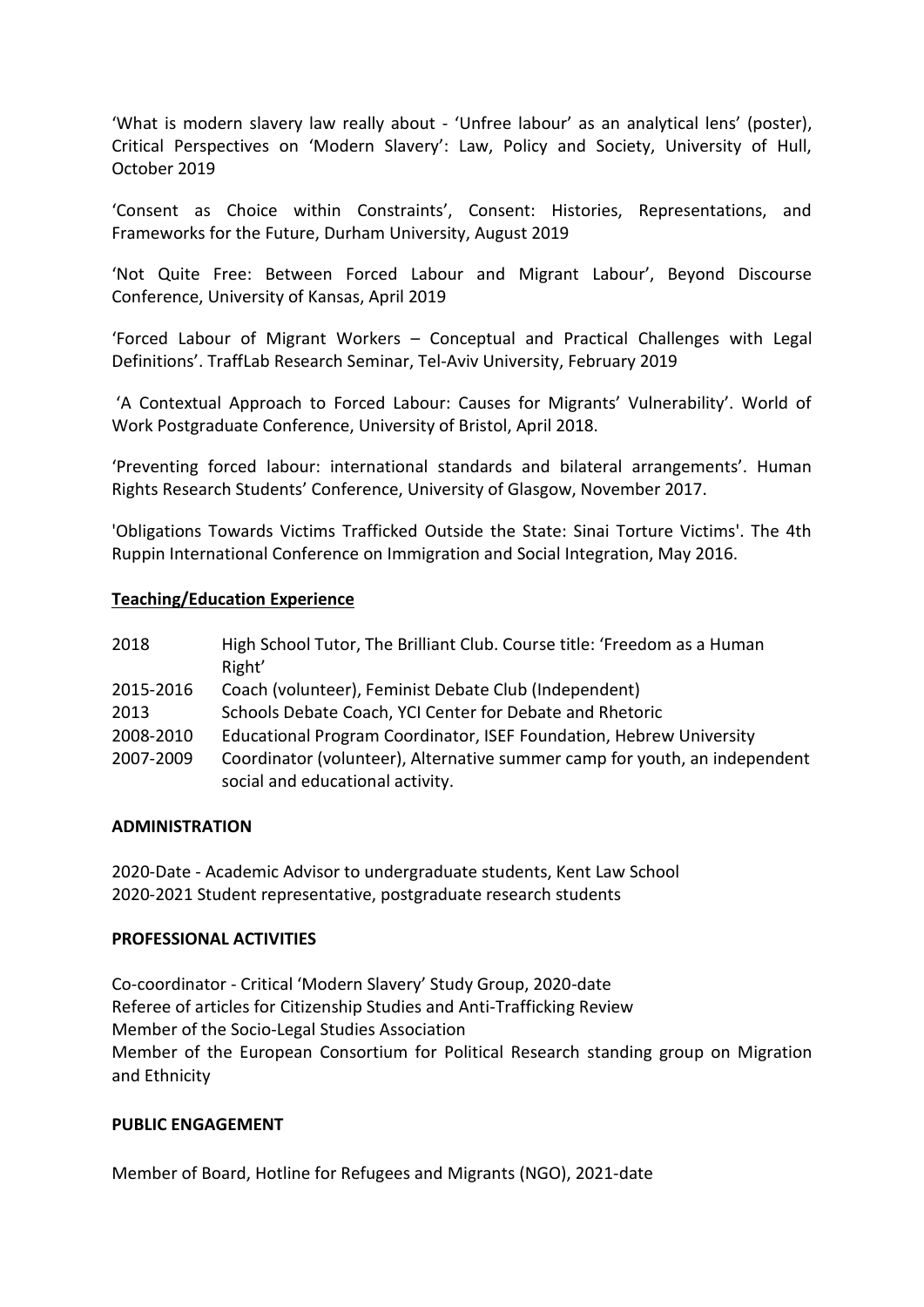'What is modern slavery law really about - 'Unfree labour' as an analytical lens' (poster), Critical Perspectives on 'Modern Slavery': Law, Policy and Society, University of Hull, October 2019

'Consent as Choice within Constraints', Consent: Histories, Representations, and Frameworks for the Future, Durham University, August 2019

'Not Quite Free: Between Forced Labour and Migrant Labour', Beyond Discourse Conference, University of Kansas, April 2019

'Forced Labour of Migrant Workers – Conceptual and Practical Challenges with Legal Definitions'. TraffLab Research Seminar, Tel-Aviv University, February 2019

'A Contextual Approach to Forced Labour: Causes for Migrants' Vulnerability'. World of Work Postgraduate Conference, University of Bristol, April 2018.

'Preventing forced labour: international standards and bilateral arrangements'. Human Rights Research Students' Conference, University of Glasgow, November 2017.

'Obligations Towards Victims Trafficked Outside the State: Sinai Torture Victims'. The 4th Ruppin International Conference on Immigration and Social Integration, May 2016.

**Teaching/Education Experience**

| | |
|---|---|
| 2018 | High School Tutor, The Brilliant Club. Course title: 'Freedom as a Human Right' |
| 2015-2016 | Coach (volunteer), Feminist Debate Club (Independent) |
| 2013 | Schools Debate Coach, YCI Center for Debate and Rhetoric |
| 2008-2010 | Educational Program Coordinator, ISEF Foundation, Hebrew University |
| 2007-2009 | Coordinator (volunteer), Alternative summer camp for youth, an independent social and educational activity. |

**ADMINISTRATION**

2020-Date - Academic Advisor to undergraduate students, Kent Law School
2020-2021 Student representative, postgraduate research students

**PROFESSIONAL ACTIVITIES**

Co-coordinator - Critical 'Modern Slavery' Study Group, 2020-date
Referee of articles for Citizenship Studies and Anti-Trafficking Review
Member of the Socio-Legal Studies Association
Member of the European Consortium for Political Research standing group on Migration and Ethnicity

**PUBLIC ENGAGEMENT**

Member of Board, Hotline for Refugees and Migrants (NGO), 2021-date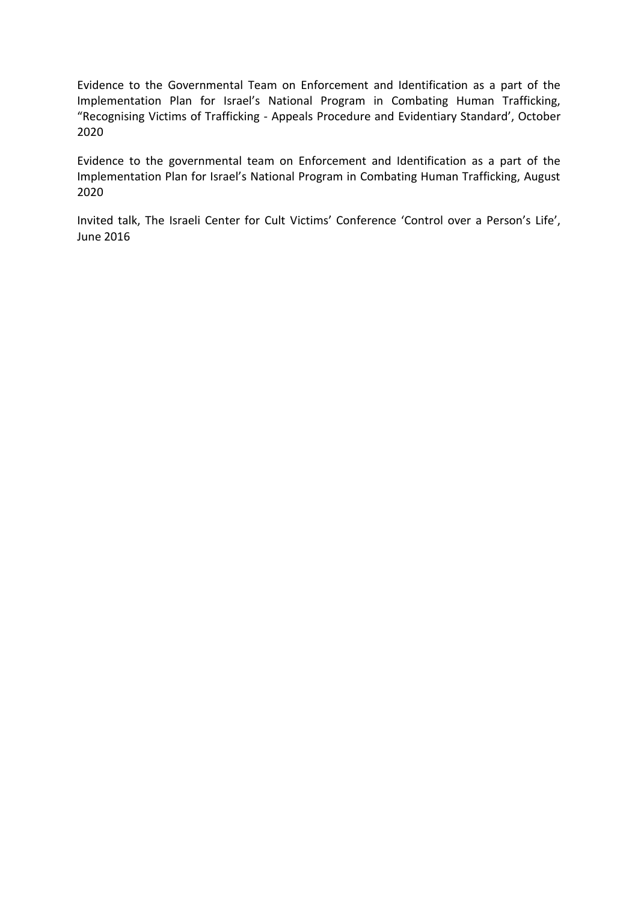Evidence to the Governmental Team on Enforcement and Identification as a part of the Implementation Plan for Israel's National Program in Combating Human Trafficking, "Recognising Victims of Trafficking - Appeals Procedure and Evidentiary Standard', October 2020

Evidence to the governmental team on Enforcement and Identification as a part of the Implementation Plan for Israel's National Program in Combating Human Trafficking, August 2020

Invited talk, The Israeli Center for Cult Victims' Conference 'Control over a Person's Life', June 2016